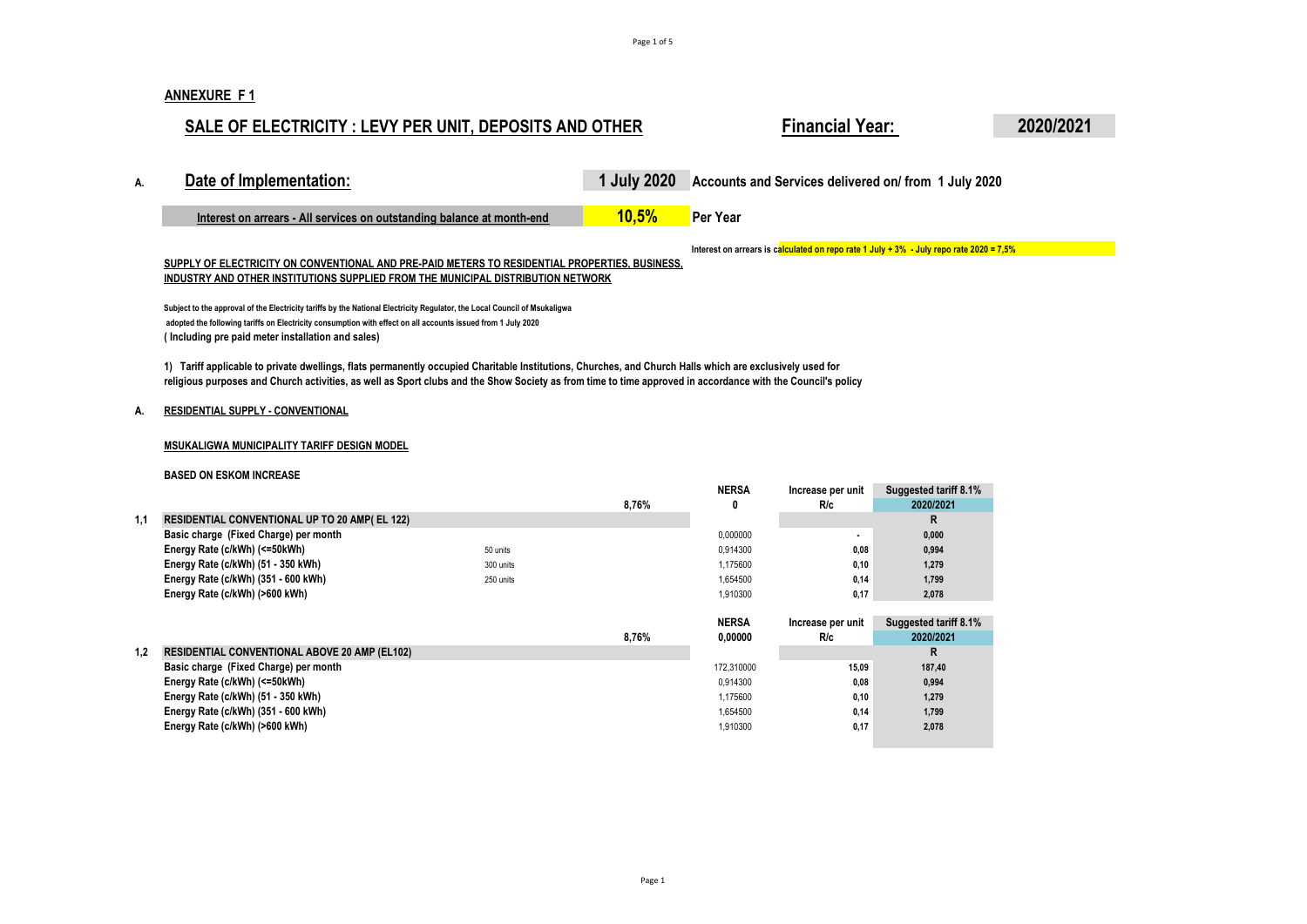**ANNEXURE F 1**

## SALE OF ELECTRICITY : LEVY PER UNIT, DEPOSITS AND OTHER

**Financial Year:** **2020/2021**

**A. Date of Implementation:** **1 July 2020** **Accounts and Services delivered on/ from 1 July 2020**

| Interest on arrears - All services on outstanding balance at month-end | 10,5% | Per Year |
|---|---|---|

**Interest on arrears is calculated on repo rate 1 July + 3% - July repo rate 2020 = 7,5%**

**SUPPLY OF ELECTRICITY ON CONVENTIONAL AND PRE-PAID METERS TO RESIDENTIAL PROPERTIES, BUSINESS, INDUSTRY AND OTHER INSTITUTIONS SUPPLIED FROM THE MUNICIPAL DISTRIBUTION NETWORK**

**Subject to the approval of the Electricity tariffs by the National Electricity Regulator, the Local Council of Msukaligwa adopted the following tariffs on Electricity consumption with effect on all accounts issued from 1 July 2020**
**( Including pre paid meter installation and sales)**

**1) Tariff applicable to private dwellings, flats permanently occupied Charitable Institutions, Churches, and Church Halls which are exclusively used for religious purposes and Church activities, as well as Sport clubs and the Show Society as from time to time approved in accordance with the Council's policy**

**A. RESIDENTIAL SUPPLY - CONVENTIONAL**

**MSUKALIGWA MUNICIPALITY TARIFF DESIGN MODEL**

**BASED ON ESKOM INCREASE**

| | | | 8,76% | NERSA 0 | Increase per unit R/c | Suggested tariff 8.1% 2020/2021 |
|---|---|---|---|---|---|---|
| **1,1** | **RESIDENTIAL CONVENTIONAL UP TO 20 AMP( EL 122)** | | | | | **R** |
| | **Basic charge (Fixed Charge) per month** | | | 0,000000 | - | 0,000 |
| | **Energy Rate (c/kWh) (<=50kWh)** | 50 units | | 0,914300 | 0,08 | 0,994 |
| | **Energy Rate (c/kWh) (51 - 350 kWh)** | 300 units | | 1,175600 | 0,10 | 1,279 |
| | **Energy Rate (c/kWh) (351 - 600 kWh)** | 250 units | | 1,654500 | 0,14 | 1,799 |
| | **Energy Rate (c/kWh) (>600 kWh)** | | | 1,910300 | 0,17 | 2,078 |

| | | 8,76% | NERSA 0,00000 | Increase per unit R/c | Suggested tariff 8.1% 2020/2021 |
|---|---|---|---|---|---|
| **1,2** | **RESIDENTIAL CONVENTIONAL ABOVE 20 AMP (EL102)** | | | | **R** |
| | **Basic charge (Fixed Charge) per month** | | 172,310000 | 15,09 | 187,40 |
| | **Energy Rate (c/kWh) (<=50kWh)** | | 0,914300 | 0,08 | 0,994 |
| | **Energy Rate (c/kWh) (51 - 350 kWh)** | | 1,175600 | 0,10 | 1,279 |
| | **Energy Rate (c/kWh) (351 - 600 kWh)** | | 1,654500 | 0,14 | 1,799 |
| | **Energy Rate (c/kWh) (>600 kWh)** | | 1,910300 | 0,17 | 2,078 |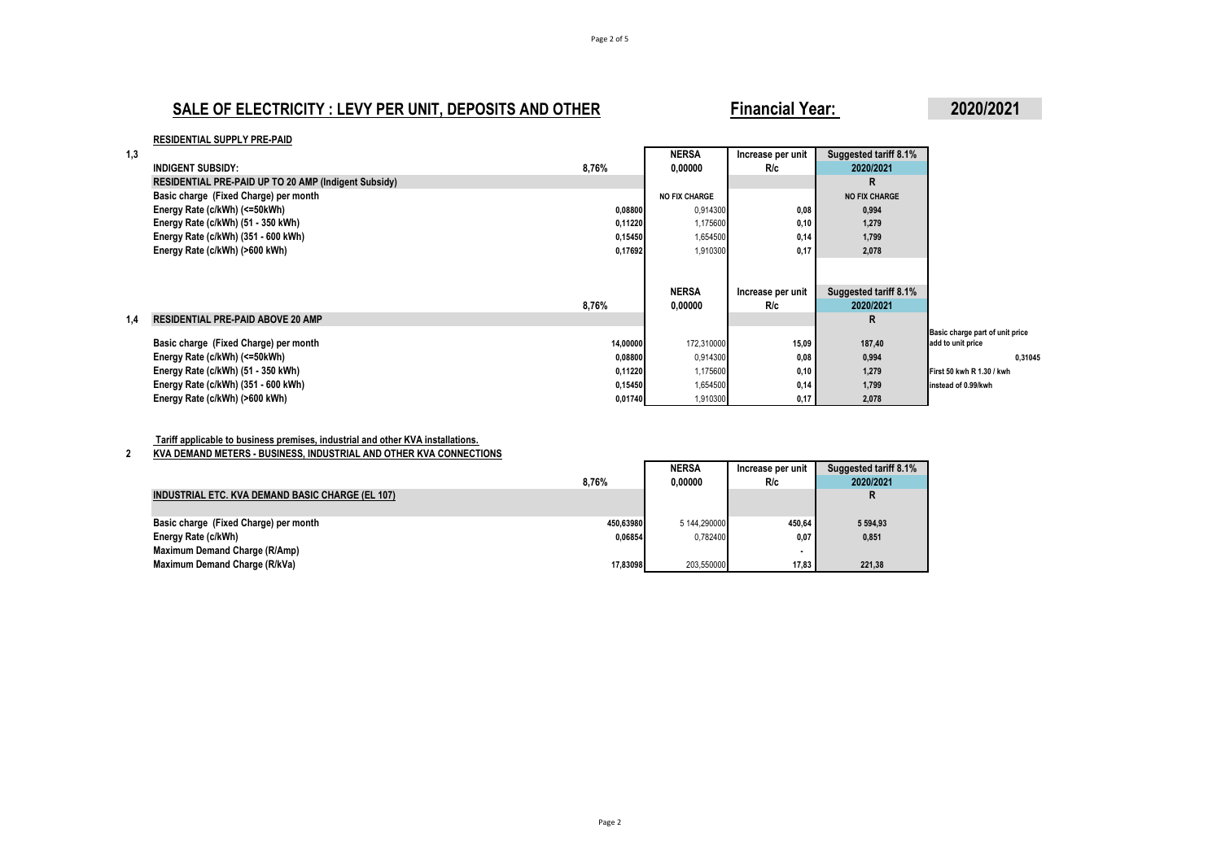# SALE OF ELECTRICITY : LEVY PER UNIT, DEPOSITS AND OTHER

**Financial Year:** **2020/2021**

**RESIDENTIAL SUPPLY PRE-PAID**

| 1,3 | | | NERSA | Increase per unit | Suggested tariff 8.1% | |
|---|---|---|---|---|---|---|
| | **INDIGENT SUBSIDY:** | 8,76% | 0,00000 | R/c | 2020/2021 | |
| | **RESIDENTIAL PRE-PAID UP TO 20 AMP (Indigent Subsidy)** | | | | R | |
| | **Basic charge (Fixed Charge) per month** | | NO FIX CHARGE | | NO FIX CHARGE | |
| | **Energy Rate (c/kWh) (<=50kWh)** | 0,08800 | 0,914300 | 0,08 | 1,994 | |
| | **Energy Rate (c/kWh) (51 - 350 kWh)** | 0,11220 | 1,175600 | 0,10 | 1,279 | |
| | **Energy Rate (c/kWh) (351 - 600 kWh)** | 0,15450 | 1,654500 | 0,14 | 1,799 | |
| | **Energy Rate (c/kWh) (>600 kWh)** | 0,17692 | 1,910300 | 0,17 | 2,078 | |

| | | | NERSA | Increase per unit | Suggested tariff 8.1% | |
|---|---|---|---|---|---|---|
| | | 8,76% | 0,00000 | R/c | 2020/2021 | |
| 1,4 | **RESIDENTIAL PRE-PAID ABOVE 20 AMP** | | | | R | |
| | **Basic charge (Fixed Charge) per month** | 14,00000 | 172,310000 | 15,09 | 187,40 | Basic charge part of unit price add to unit price |
| | **Energy Rate (c/kWh) (<=50kWh)** | 0,08800 | 0,914300 | 0,08 | 0,994 | 0,31045 |
| | **Energy Rate (c/kWh) (51 - 350 kWh)** | 0,11220 | 1,175600 | 0,10 | 1,279 | First 50 kwh R 1.30 / kwh |
| | **Energy Rate (c/kWh) (351 - 600 kWh)** | 0,15450 | 1,654500 | 0,14 | 1,799 | instead of 0.99/kwh |
| | **Energy Rate (c/kWh) (>600 kWh)** | 0,01740 | 1,910300 | 0,17 | 2,078 | |

**Tariff applicable to business premises, industrial and other KVA installations.**

**2 KVA DEMAND METERS - BUSINESS, INDUSTRIAL AND OTHER KVA CONNECTIONS**

| | | NERSA | Increase per unit | Suggested tariff 8.1% |
|---|---|---|---|---|
| | 8,76% | 0,00000 | R/c | 2020/2021 |
| **INDUSTRIAL ETC. KVA DEMAND BASIC CHARGE (EL 107)** | | | | R |
| **Basic charge (Fixed Charge) per month** | 450,63980 | 5 144,290000 | 450,64 | 5 594,93 |
| **Energy Rate (c/kWh)** | 0,06854 | 0,782400 | 0,07 | 0,851 |
| **Maximum Demand Charge (R/Amp)** | | | - | |
| **Maximum Demand Charge (R/kVa)** | 17,83098 | 203,550000 | 17,83 | 221,38 |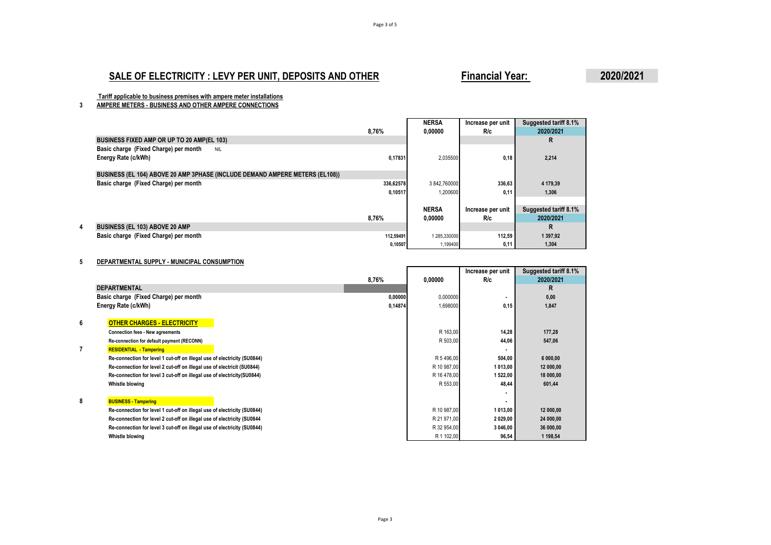## SALE OF ELECTRICITY : LEVY PER UNIT, DEPOSITS AND OTHER

**Financial Year: 2020/2021**

**Tariff applicable to business premises with ampere meter installations**

**3 AMPERE METERS - BUSINESS AND OTHER AMPERE CONNECTIONS**

| | 8,76% | NERSA 0,00000 | Increase per unit R/c | Suggested tariff 8.1% 2020/2021 |
|---|---|---|---|---|
| **BUSINESS FIXED AMP OR UP TO 20 AMP(EL 103)** | | | | R |
| Basic charge (Fixed Charge) per month NIL | | | | |
| Energy Rate (c/kWh) | 0,17831 | 2,035500 | 0,18 | 2,214 |
| **BUSINESS (EL 104) ABOVE 20 AMP 3PHASE (INCLUDE DEMAND AMPERE METERS (EL108))** | | | | |
| Basic charge (Fixed Charge) per month | 336,62578 | 3 842,760000 | 336,63 | 4 179,39 |
| | 0,10517 | 1,200600 | 0,11 | 1,306 |

| | 8,76% | NERSA 0,00000 | Increase per unit R/c | Suggested tariff 8.1% 2020/2021 |
|---|---|---|---|---|
| **4 BUSINESS (EL 103) ABOVE 20 AMP** | | | | R |
| Basic charge (Fixed Charge) per month | 112,59491 | 1 285,330000 | 112,59 | 1 397,92 |
| | 0,10507 | 1,199400 | 0,11 | 1,304 |

**5 DEPARTMENTAL SUPPLY - MUNICIPAL CONSUMPTION**

| | 8,76% | 0,00000 | Increase per unit R/c | Suggested tariff 8.1% 2020/2021 |
|---|---|---|---|---|
| **DEPARTMENTAL** | | | | R |
| Basic charge (Fixed Charge) per month | 0,00000 | 0,000000 | - | 0,00 |
| Energy Rate (c/kWh) | 0,14874 | 1,698000 | 0,15 | 1,847 |
| **6 OTHER CHARGES - ELECTRICITY** | | | | |
| Connection fees - New agreements | | R 163,00 | 14,28 | 177,28 |
| Re-connection for default payment (RECONN) | | R 503,00 | 44,06 | 547,06 |
| **7 RESIDENTIAL - Tampering** | | | - | |
| Re-connection for level 1 cut-off on illegal use of electricity (SU0844) | | R 5 496,00 | 504,00 | 6 000,00 |
| Re-connection for level 2 cut-off on illegal use of electricit (SU0844) | | R 10 987,00 | 1 013,00 | 12 000,00 |
| Re-connection for level 3 cut-off on illegal use of electricity(SU0844) | | R 16 478,00 | 1 522,00 | 18 000,00 |
| Whistle blowing | | R 553,00 | 48,44 | 601,44 |
| | | | - | |
| **8 BUSINESS - Tampering** | | | - | |
| Re-connection for level 1 cut-off on illegal use of electricity (SU0844) | | R 10 987,00 | 1 013,00 | 12 000,00 |
| Re-connection for level 2 cut-off on illegal use of electricity (SU0844 | | R 21 971,00 | 2 029,00 | 24 000,00 |
| Re-connection for level 3 cut-off on illegal use of electricity (SU0844) | | R 32 954,00 | 3 046,00 | 36 000,00 |
| Whistle blowing | | R 1 102,00 | 96,54 | 1 198,54 |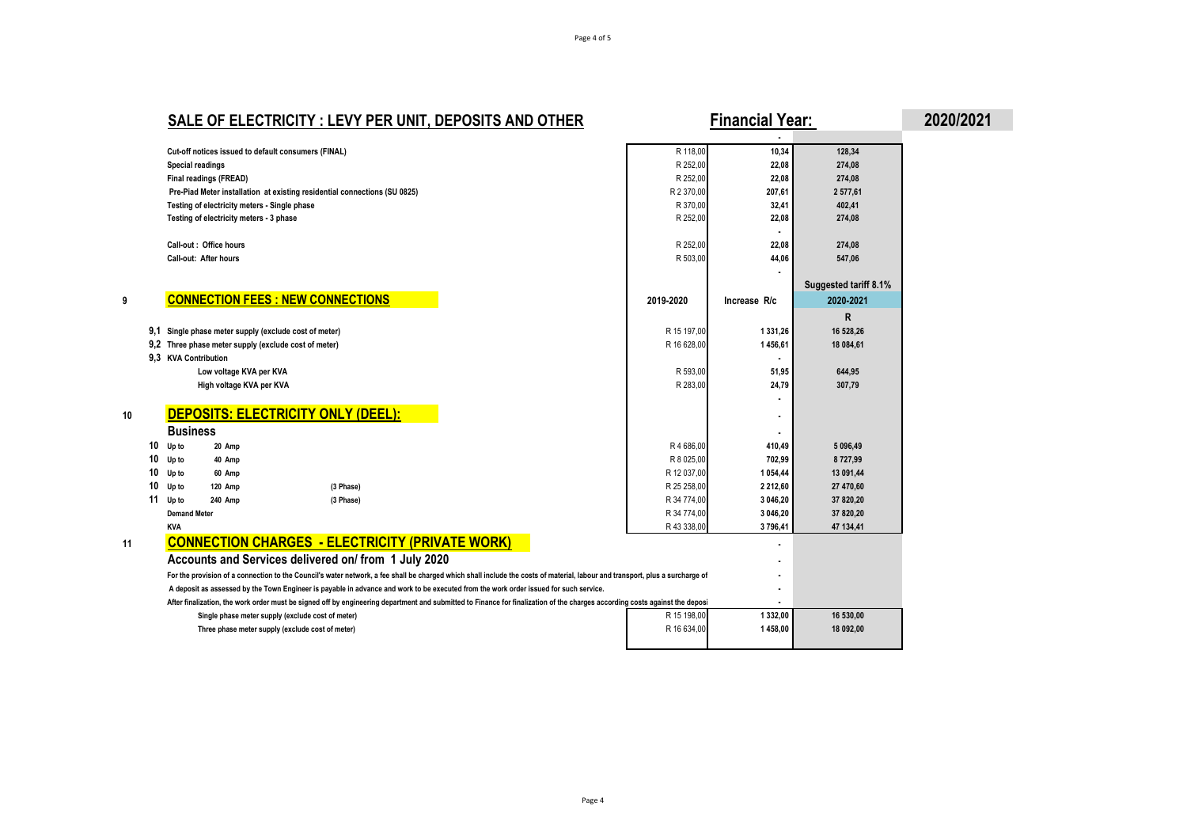# SALE OF ELECTRICITY : LEVY PER UNIT, DEPOSITS AND OTHER

**Financial Year: 2020/2021**

| | | | | |
|---|---|---|---|---|
| | | | - | |
| | Cut-off notices issued to default consumers (FINAL) | R 118,00 | 10,34 | 128,34 |
| | Special readings | R 252,00 | 22,08 | 274,08 |
| | Final readings (FREAD) | R 252,00 | 22,08 | 274,08 |
| | Pre-Piad Meter installation at existing residential connections (SU 0825) | R 2 370,00 | 207,61 | 2 577,61 |
| | Testing of electricity meters - Single phase | R 370,00 | 32,41 | 402,41 |
| | Testing of electricity meters - 3 phase | R 252,00 | 22,08 | 274,08 |
| | | | - | |
| | Call-out : Office hours | R 252,00 | 22,08 | 274,08 |
| | Call-out: After hours | R 503,00 | 44,06 | 547,06 |
| | | | - | |
| | | | | Suggested tariff 8.1% |
| 9 | **CONNECTION FEES : NEW CONNECTIONS** | 2019-2020 | Increase R/c | 2020-2021 |
| | | | | R |
| 9,1 | Single phase meter supply (exclude cost of meter) | R 15 197,00 | 1 331,26 | 16 528,26 |
| 9,2 | Three phase meter supply (exclude cost of meter) | R 16 628,00 | 1 456,61 | 18 084,61 |
| 9,3 | KVA Contribution | | - | |
| | Low voltage KVA per KVA | R 593,00 | 51,95 | 644,95 |
| | High voltage KVA per KVA | R 283,00 | 24,79 | 307,79 |
| | | | - | |
| 10 | **DEPOSITS: ELECTRICITY ONLY (DEEL):** | | - | |
| | **Business** | | - | |
| 10 | Up to 20 Amp | R 4 686,00 | 410,49 | 5 096,49 |
| 10 | Up to 40 Amp | R 8 025,00 | 702,99 | 8 727,99 |
| 10 | Up to 60 Amp | R 12 037,00 | 1 054,44 | 13 091,44 |
| 10 | Up to 120 Amp (3 Phase) | R 25 258,00 | 2 212,60 | 27 470,60 |
| 11 | Up to 240 Amp (3 Phase) | R 34 774,00 | 3 046,20 | 37 820,20 |
| | Demand Meter | R 34 774,00 | 3 046,20 | 37 820,20 |
| | KVA | R 43 338,00 | 3 796,41 | 47 134,41 |
| 11 | **CONNECTION CHARGES - ELECTRICITY (PRIVATE WORK)** | | - | |
| | **Accounts and Services delivered on/ from 1 July 2020** | | - | |
| | For the provision of a connection to the Council's water network, a fee shall be charged which shall include the costs of material, labour and transport, plus a surcharge of | | - | |
| | A deposit as assessed by the Town Engineer is payable in advance and work to be executed from the work order issued for such service. | | - | |
| | After finalization, the work order must be signed off by engineering department and submitted to Finance for finalization of the charges according costs against the deposi | | - | |
| | Single phase meter supply (exclude cost of meter) | R 15 198,00 | 1 332,00 | 16 530,00 |
| | Three phase meter supply (exclude cost of meter) | R 16 634,00 | 1 458,00 | 18 092,00 |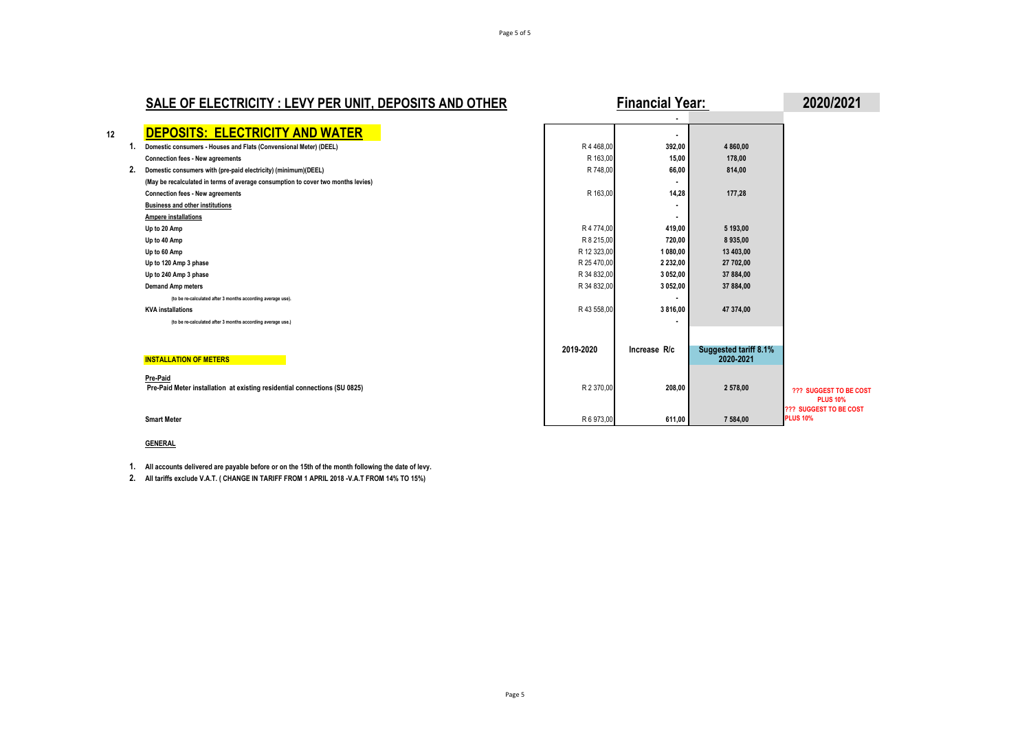# SALE OF ELECTRICITY : LEVY PER UNIT, DEPOSITS AND OTHER

**Financial Year: 2020/2021**

## 12 DEPOSITS: ELECTRICITY AND WATER

| | | | | |
|---|---|---|---|---|
| | | | - | |
| **1.** | **Domestic consumers - Houses and Flats (Convensional Meter) (DEEL)** | R 4 468,00 | 392,00 | 4 860,00 |
| | **Connection fees - New agreements** | R 163,00 | 15,00 | 178,00 |
| **2.** | **Domestic consumers with (pre-paid electricity) (minimum)(DEEL)** | R 748,00 | 66,00 | 814,00 |
| | **(May be recalculated in terms of average consumption to cover two months levies)** | | - | |
| | **Connection fees - New agreements** | R 163,00 | 14,28 | 177,28 |
| | **Business and other institutions** | | - | |
| | **Ampere installations** | | - | |
| | **Up to 20 Amp** | R 4 774,00 | 419,00 | 5 193,00 |
| | **Up to 40 Amp** | R 8 215,00 | 720,00 | 8 935,00 |
| | **Up to 60 Amp** | R 12 323,00 | 1 080,00 | 13 403,00 |
| | **Up to 120 Amp 3 phase** | R 25 470,00 | 2 232,00 | 27 702,00 |
| | **Up to 240 Amp 3 phase** | R 34 832,00 | 3 052,00 | 37 884,00 |
| | **Demand Amp meters** | R 34 832,00 | 3 052,00 | 37 884,00 |
| | (to be re-calculated after 3 months according average use). | | - | |
| | **KVA installations** | R 43 558,00 | 3 816,00 | 47 374,00 |
| | (to be re-calculated after 3 months according average use.) | | - | |

| | 2019-2020 | Increase R/c | Suggested tariff 8.1% 2020-2021 | |
|---|---|---|---|---|
| **INSTALLATION OF METERS** | | | | |
| **Pre-Paid** | | | | |
| **Pre-Paid Meter installation at existing residential connections (SU 0825)** | R 2 370,00 | 208,00 | 2 578,00 | ??? SUGGEST TO BE COST PLUS 10% |
| **Smart Meter** | R 6 973,00 | 611,00 | 7 584,00 | ??? SUGGEST TO BE COST PLUS 10% |

**GENERAL**

1. **All accounts delivered are payable before or on the 15th of the month following the date of levy.**
2. **All tariffs exclude V.A.T. ( CHANGE IN TARIFF FROM 1 APRIL 2018 -V.A.T FROM 14% TO 15%)**